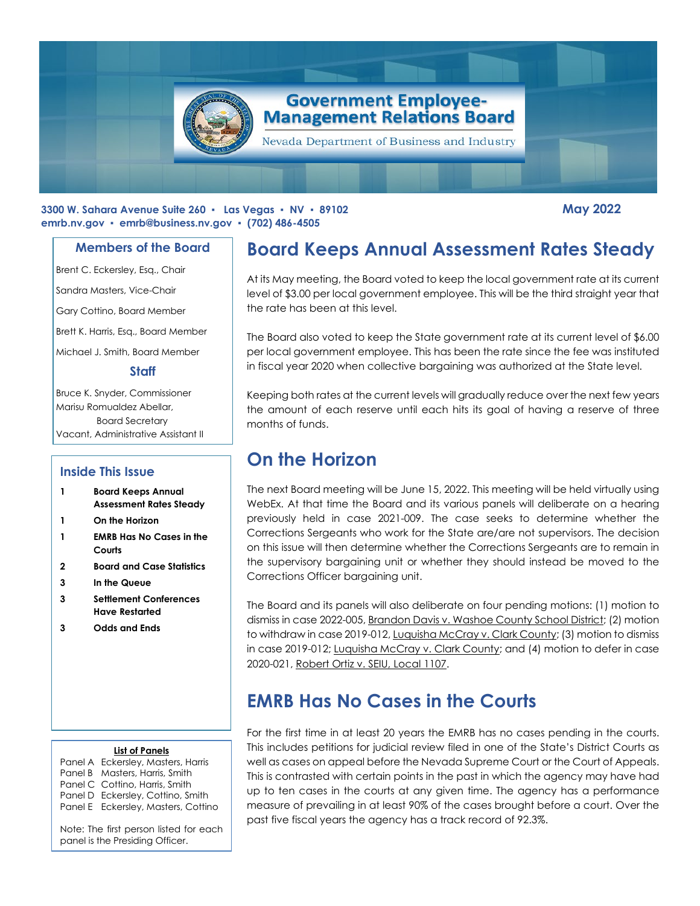# Government Employee-Management Relations Board

Nevada Department of Business and Industry

**3300 W. Sahara Avenue Suite 260 ▪ Las Vegas ▪ NV ▪ 89102**
**emrb.nv.gov ▪ emrb@business.nv.gov ▪ (702) 486-4505**

**May 2022**

## Members of the Board

Brent C. Eckersley, Esq., Chair

Sandra Masters, Vice-Chair

Gary Cottino, Board Member

Brett K. Harris, Esq., Board Member

Michael J. Smith, Board Member

## Staff

Bruce K. Snyder, Commissioner

Marisu Romualdez Abellar, Board Secretary

Vacant, Administrative Assistant II

## Inside This Issue

| | |
|---|---|
| 1 | **Board Keeps Annual Assessment Rates Steady** |
| 1 | **On the Horizon** |
| 1 | **EMRB Has No Cases in the Courts** |
| 2 | **Board and Case Statistics** |
| 3 | **In the Queue** |
| 3 | **Settlement Conferences Have Restarted** |
| 3 | **Odds and Ends** |

**List of Panels**

| | |
|---|---|
| Panel A | Eckersley, Masters, Harris |
| Panel B | Masters, Harris, Smith |
| Panel C | Cottino, Harris, Smith |
| Panel D | Eckersley, Cottino, Smith |
| Panel E | Eckersley, Masters, Cottino |

Note: The first person listed for each panel is the Presiding Officer.

## Board Keeps Annual Assessment Rates Steady

At its May meeting, the Board voted to keep the local government rate at its current level of $3.00 per local government employee. This will be the third straight year that the rate has been at this level.

The Board also voted to keep the State government rate at its current level of $6.00 per local government employee. This has been the rate since the fee was instituted in fiscal year 2020 when collective bargaining was authorized at the State level.

Keeping both rates at the current levels will gradually reduce over the next few years the amount of each reserve until each hits its goal of having a reserve of three months of funds.

## On the Horizon

The next Board meeting will be June 15, 2022. This meeting will be held virtually using WebEx. At that time the Board and its various panels will deliberate on a hearing previously held in case 2021-009. The case seeks to determine whether the Corrections Sergeants who work for the State are/are not supervisors. The decision on this issue will then determine whether the Corrections Sergeants are to remain in the supervisory bargaining unit or whether they should instead be moved to the Corrections Officer bargaining unit.

The Board and its panels will also deliberate on four pending motions: (1) motion to dismiss in case 2022-005, Brandon Davis v. Washoe County School District; (2) motion to withdraw in case 2019-012, Luquisha McCray v. Clark County; (3) motion to dismiss in case 2019-012; Luquisha McCray v. Clark County; and (4) motion to defer in case 2020-021, Robert Ortiz v. SEIU, Local 1107.

## EMRB Has No Cases in the Courts

For the first time in at least 20 years the EMRB has no cases pending in the courts. This includes petitions for judicial review filed in one of the State's District Courts as well as cases on appeal before the Nevada Supreme Court or the Court of Appeals. This is contrasted with certain points in the past in which the agency may have had up to ten cases in the courts at any given time. The agency has a performance measure of prevailing in at least 90% of the cases brought before a court. Over the past five fiscal years the agency has a track record of 92.3%.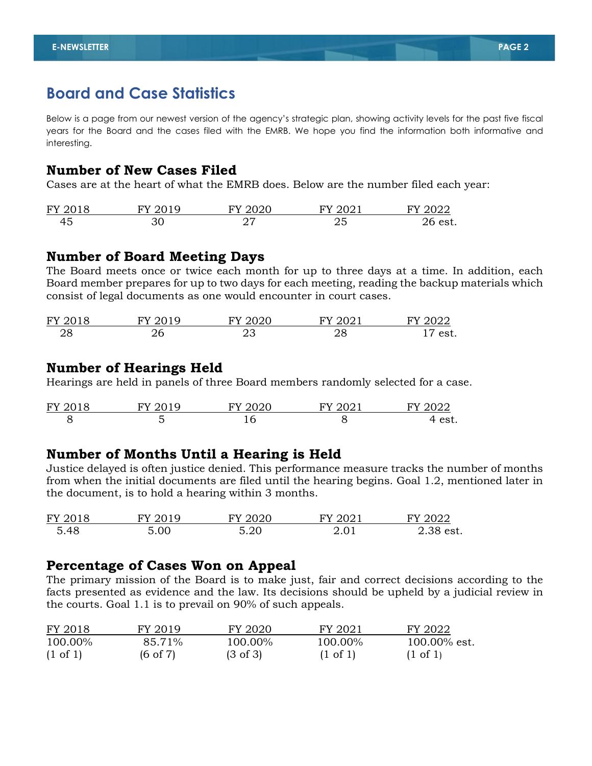# Board and Case Statistics

Below is a page from our newest version of the agency's strategic plan, showing activity levels for the past five fiscal years for the Board and the cases filed with the EMRB. We hope you find the information both informative and interesting.

## Number of New Cases Filed

Cases are at the heart of what the EMRB does. Below are the number filed each year:

| FY 2018 | FY 2019 | FY 2020 | FY 2021 | FY 2022 |
|---|---|---|---|---|
| 45 | 30 | 27 | 25 | 26 est. |

## Number of Board Meeting Days

The Board meets once or twice each month for up to three days at a time. In addition, each Board member prepares for up to two days for each meeting, reading the backup materials which consist of legal documents as one would encounter in court cases.

| FY 2018 | FY 2019 | FY 2020 | FY 2021 | FY 2022 |
|---|---|---|---|---|
| 28 | 26 | 23 | 28 | 17 est. |

## Number of Hearings Held

Hearings are held in panels of three Board members randomly selected for a case.

| FY 2018 | FY 2019 | FY 2020 | FY 2021 | FY 2022 |
|---|---|---|---|---|
| 8 | 5 | 16 | 8 | 4 est. |

## Number of Months Until a Hearing is Held

Justice delayed is often justice denied. This performance measure tracks the number of months from when the initial documents are filed until the hearing begins. Goal 1.2, mentioned later in the document, is to hold a hearing within 3 months.

| FY 2018 | FY 2019 | FY 2020 | FY 2021 | FY 2022 |
|---|---|---|---|---|
| 5.48 | 5.00 | 5.20 | 2.01 | 2.38 est. |

## Percentage of Cases Won on Appeal

The primary mission of the Board is to make just, fair and correct decisions according to the facts presented as evidence and the law. Its decisions should be upheld by a judicial review in the courts. Goal 1.1 is to prevail on 90% of such appeals.

| FY 2018 | FY 2019 | FY 2020 | FY 2021 | FY 2022 |
|---|---|---|---|---|
| 100.00% | 85.71% | 100.00% | 100.00% | 100.00% est. |
| (1 of 1) | (6 of 7) | (3 of 3) | (1 of 1) | (1 of 1) |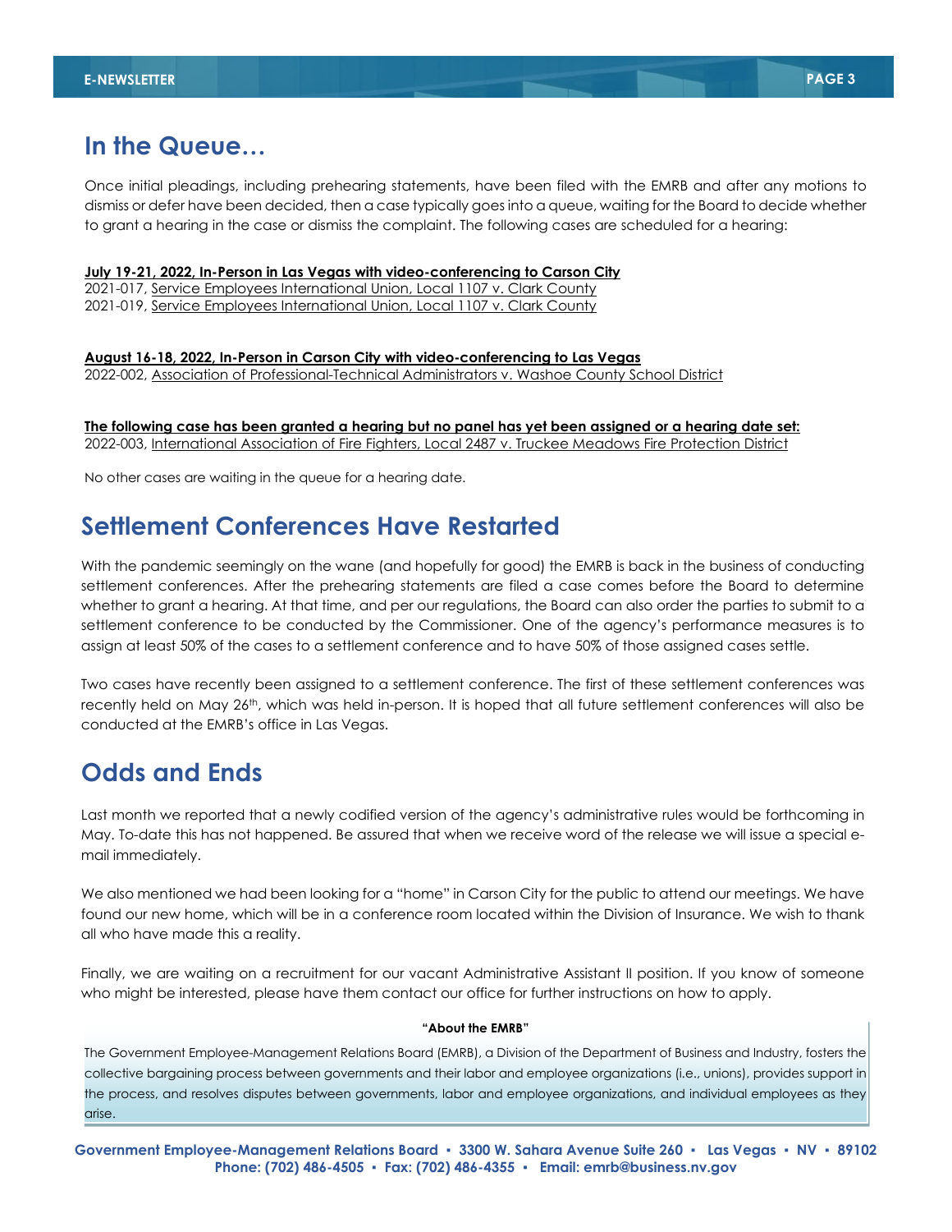## In the Queue…

Once initial pleadings, including prehearing statements, have been filed with the EMRB and after any motions to dismiss or defer have been decided, then a case typically goes into a queue, waiting for the Board to decide whether to grant a hearing in the case or dismiss the complaint. The following cases are scheduled for a hearing:

**July 19-21, 2022, In-Person in Las Vegas with video-conferencing to Carson City**
2021-017, Service Employees International Union, Local 1107 v. Clark County
2021-019, Service Employees International Union, Local 1107 v. Clark County

**August 16-18, 2022, In-Person in Carson City with video-conferencing to Las Vegas**
2022-002, Association of Professional-Technical Administrators v. Washoe County School District

**The following case has been granted a hearing but no panel has yet been assigned or a hearing date set:**
2022-003, International Association of Fire Fighters, Local 2487 v. Truckee Meadows Fire Protection District

No other cases are waiting in the queue for a hearing date.

## Settlement Conferences Have Restarted

With the pandemic seemingly on the wane (and hopefully for good) the EMRB is back in the business of conducting settlement conferences. After the prehearing statements are filed a case comes before the Board to determine whether to grant a hearing. At that time, and per our regulations, the Board can also order the parties to submit to a settlement conference to be conducted by the Commissioner. One of the agency's performance measures is to assign at least 50% of the cases to a settlement conference and to have 50% of those assigned cases settle.

Two cases have recently been assigned to a settlement conference. The first of these settlement conferences was recently held on May 26th, which was held in-person. It is hoped that all future settlement conferences will also be conducted at the EMRB's office in Las Vegas.

## Odds and Ends

Last month we reported that a newly codified version of the agency's administrative rules would be forthcoming in May. To-date this has not happened. Be assured that when we receive word of the release we will issue a special e-mail immediately.

We also mentioned we had been looking for a "home" in Carson City for the public to attend our meetings. We have found our new home, which will be in a conference room located within the Division of Insurance. We wish to thank all who have made this a reality.

Finally, we are waiting on a recruitment for our vacant Administrative Assistant II position. If you know of someone who might be interested, please have them contact our office for further instructions on how to apply.

**"About the EMRB"**

The Government Employee-Management Relations Board (EMRB), a Division of the Department of Business and Industry, fosters the collective bargaining process between governments and their labor and employee organizations (i.e., unions), provides support in the process, and resolves disputes between governments, labor and employee organizations, and individual employees as they arise.

**Government Employee-Management Relations Board ▪ 3300 W. Sahara Avenue Suite 260 ▪ Las Vegas ▪ NV ▪ 89102**
**Phone: (702) 486-4505 ▪ Fax: (702) 486-4355 ▪ Email: emrb@business.nv.gov**